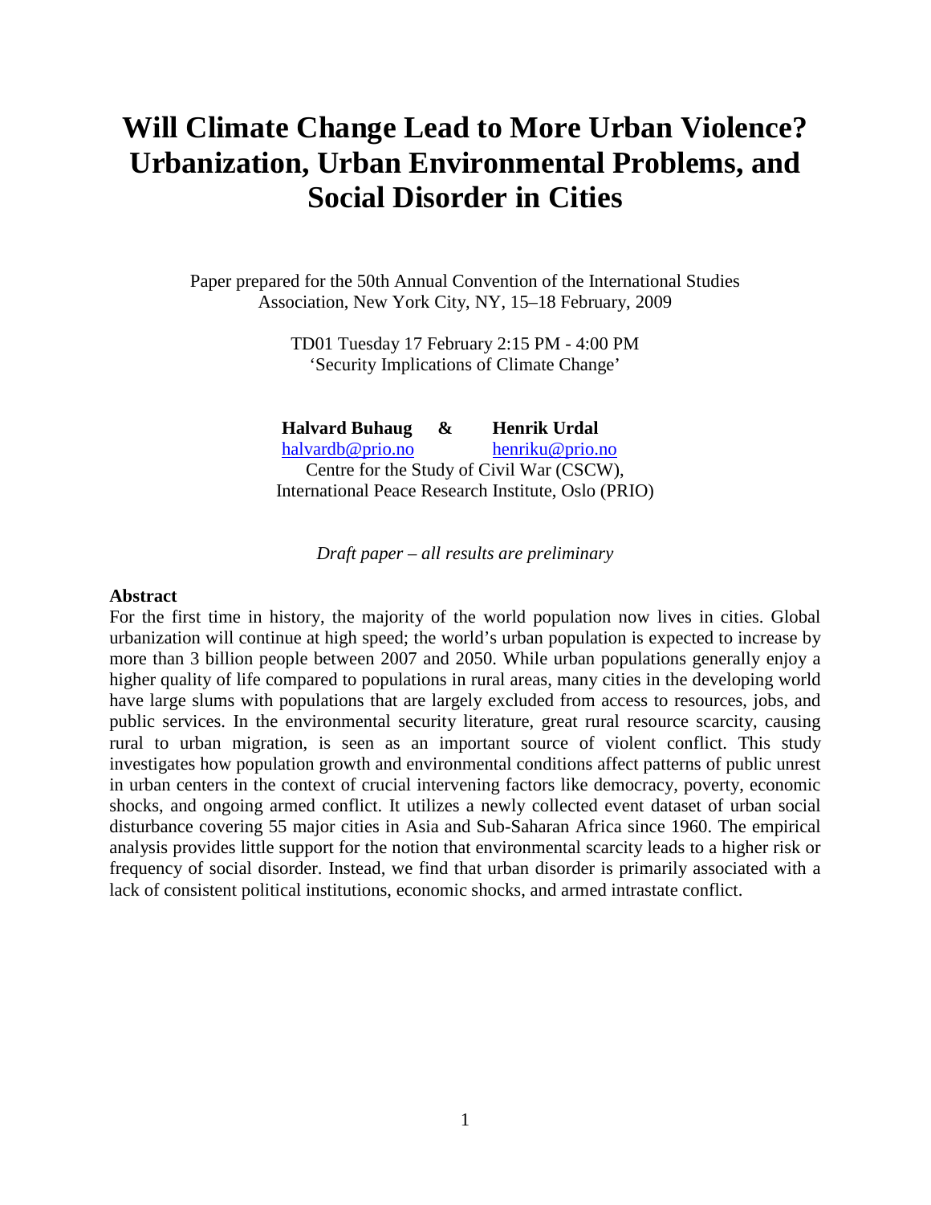# Will Climate Change Lead to More Urban Violence? Urbanization, Urban Environmental Problems, and Social Disorder in Cities

Paper prepared for the 50th Annual Convention of the International Studies Association, New York City, NY, 15–18 February, 2009

TD01 Tuesday 17 February 2:15 PM - 4:00 PM
'Security Implications of Climate Change'

**Halvard Buhaug** & **Henrik Urdal**
halvardb@prio.no henriku@prio.no
Centre for the Study of Civil War (CSCW),
International Peace Research Institute, Oslo (PRIO)

*Draft paper – all results are preliminary*

**Abstract**

For the first time in history, the majority of the world population now lives in cities. Global urbanization will continue at high speed; the world's urban population is expected to increase by more than 3 billion people between 2007 and 2050. While urban populations generally enjoy a higher quality of life compared to populations in rural areas, many cities in the developing world have large slums with populations that are largely excluded from access to resources, jobs, and public services. In the environmental security literature, great rural resource scarcity, causing rural to urban migration, is seen as an important source of violent conflict. This study investigates how population growth and environmental conditions affect patterns of public unrest in urban centers in the context of crucial intervening factors like democracy, poverty, economic shocks, and ongoing armed conflict. It utilizes a newly collected event dataset of urban social disturbance covering 55 major cities in Asia and Sub-Saharan Africa since 1960. The empirical analysis provides little support for the notion that environmental scarcity leads to a higher risk or frequency of social disorder. Instead, we find that urban disorder is primarily associated with a lack of consistent political institutions, economic shocks, and armed intrastate conflict.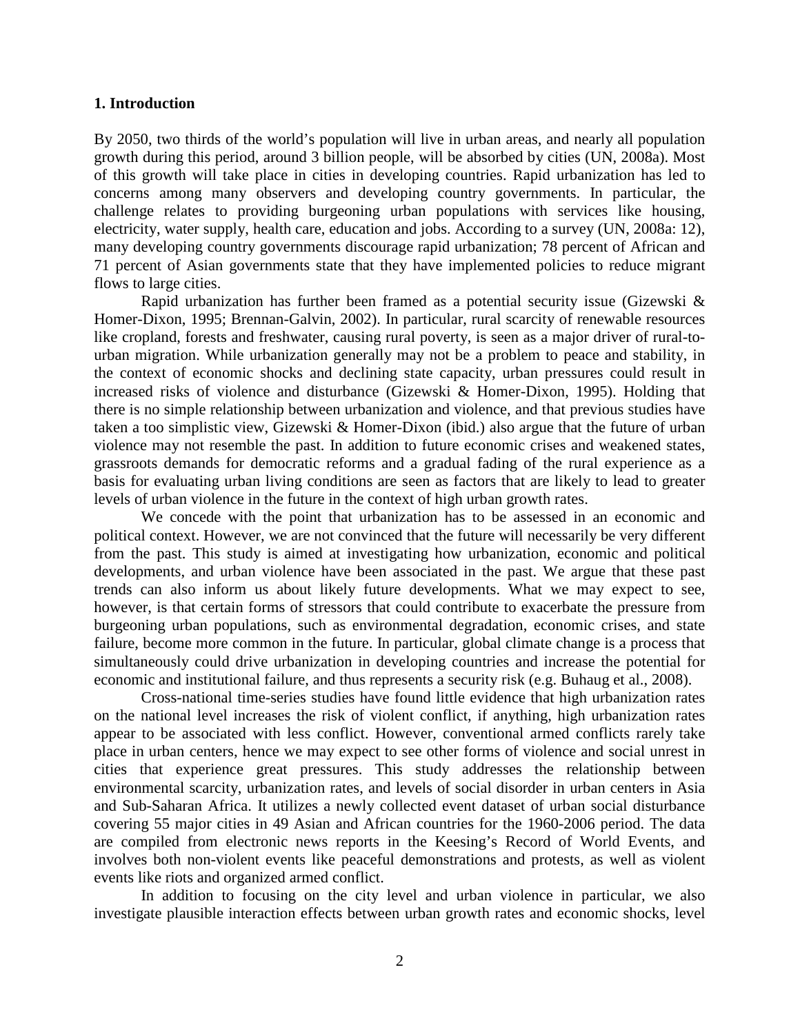## 1. Introduction

By 2050, two thirds of the world's population will live in urban areas, and nearly all population growth during this period, around 3 billion people, will be absorbed by cities (UN, 2008a). Most of this growth will take place in cities in developing countries. Rapid urbanization has led to concerns among many observers and developing country governments. In particular, the challenge relates to providing burgeoning urban populations with services like housing, electricity, water supply, health care, education and jobs. According to a survey (UN, 2008a: 12), many developing country governments discourage rapid urbanization; 78 percent of African and 71 percent of Asian governments state that they have implemented policies to reduce migrant flows to large cities.

Rapid urbanization has further been framed as a potential security issue (Gizewski & Homer-Dixon, 1995; Brennan-Galvin, 2002). In particular, rural scarcity of renewable resources like cropland, forests and freshwater, causing rural poverty, is seen as a major driver of rural-to-urban migration. While urbanization generally may not be a problem to peace and stability, in the context of economic shocks and declining state capacity, urban pressures could result in increased risks of violence and disturbance (Gizewski & Homer-Dixon, 1995). Holding that there is no simple relationship between urbanization and violence, and that previous studies have taken a too simplistic view, Gizewski & Homer-Dixon (ibid.) also argue that the future of urban violence may not resemble the past. In addition to future economic crises and weakened states, grassroots demands for democratic reforms and a gradual fading of the rural experience as a basis for evaluating urban living conditions are seen as factors that are likely to lead to greater levels of urban violence in the future in the context of high urban growth rates.

We concede with the point that urbanization has to be assessed in an economic and political context. However, we are not convinced that the future will necessarily be very different from the past. This study is aimed at investigating how urbanization, economic and political developments, and urban violence have been associated in the past. We argue that these past trends can also inform us about likely future developments. What we may expect to see, however, is that certain forms of stressors that could contribute to exacerbate the pressure from burgeoning urban populations, such as environmental degradation, economic crises, and state failure, become more common in the future. In particular, global climate change is a process that simultaneously could drive urbanization in developing countries and increase the potential for economic and institutional failure, and thus represents a security risk (e.g. Buhaug et al., 2008).

Cross-national time-series studies have found little evidence that high urbanization rates on the national level increases the risk of violent conflict, if anything, high urbanization rates appear to be associated with less conflict. However, conventional armed conflicts rarely take place in urban centers, hence we may expect to see other forms of violence and social unrest in cities that experience great pressures. This study addresses the relationship between environmental scarcity, urbanization rates, and levels of social disorder in urban centers in Asia and Sub-Saharan Africa. It utilizes a newly collected event dataset of urban social disturbance covering 55 major cities in 49 Asian and African countries for the 1960-2006 period. The data are compiled from electronic news reports in the Keesing's Record of World Events, and involves both non-violent events like peaceful demonstrations and protests, as well as violent events like riots and organized armed conflict.

In addition to focusing on the city level and urban violence in particular, we also investigate plausible interaction effects between urban growth rates and economic shocks, level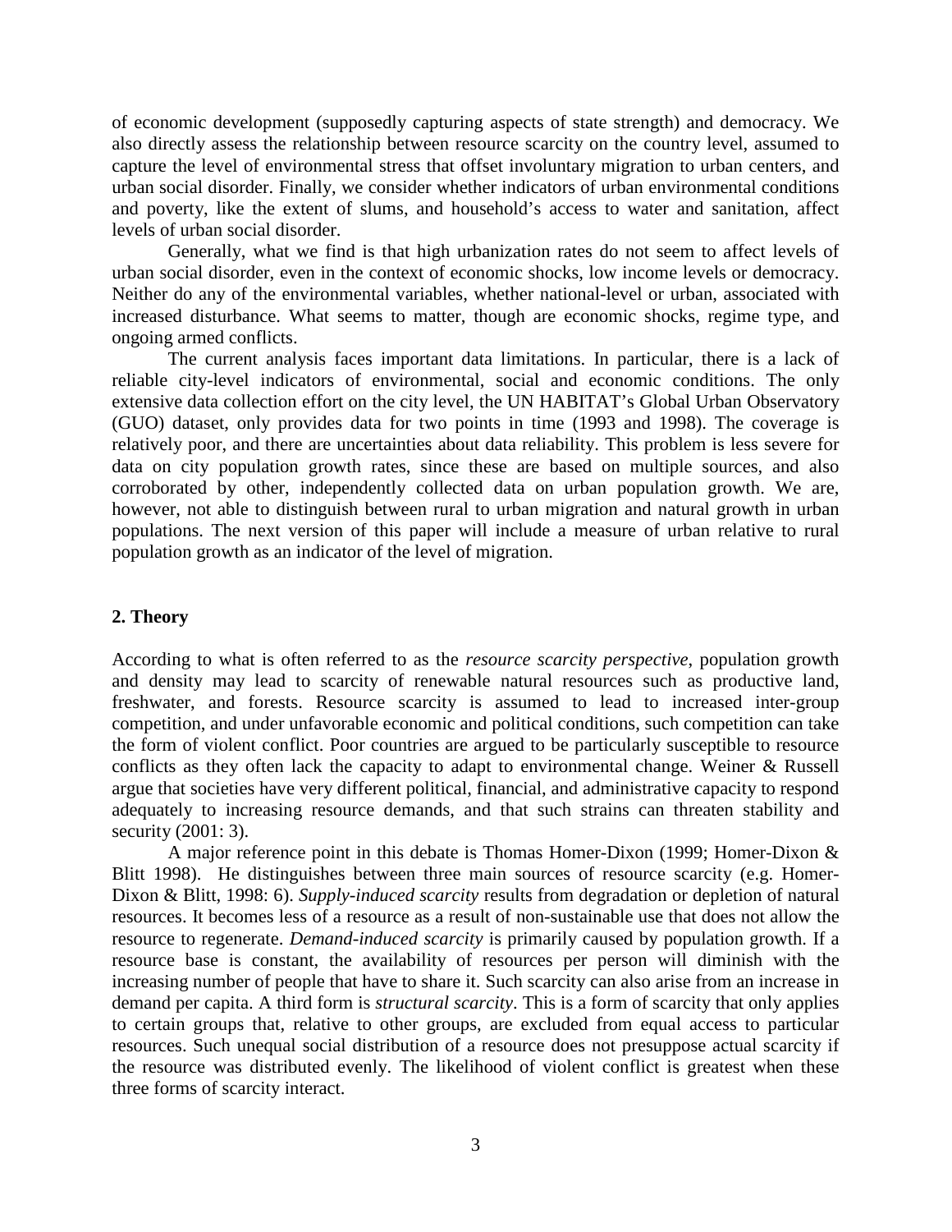of economic development (supposedly capturing aspects of state strength) and democracy. We also directly assess the relationship between resource scarcity on the country level, assumed to capture the level of environmental stress that offset involuntary migration to urban centers, and urban social disorder. Finally, we consider whether indicators of urban environmental conditions and poverty, like the extent of slums, and household's access to water and sanitation, affect levels of urban social disorder.

Generally, what we find is that high urbanization rates do not seem to affect levels of urban social disorder, even in the context of economic shocks, low income levels or democracy. Neither do any of the environmental variables, whether national-level or urban, associated with increased disturbance. What seems to matter, though are economic shocks, regime type, and ongoing armed conflicts.

The current analysis faces important data limitations. In particular, there is a lack of reliable city-level indicators of environmental, social and economic conditions. The only extensive data collection effort on the city level, the UN HABITAT's Global Urban Observatory (GUO) dataset, only provides data for two points in time (1993 and 1998). The coverage is relatively poor, and there are uncertainties about data reliability. This problem is less severe for data on city population growth rates, since these are based on multiple sources, and also corroborated by other, independently collected data on urban population growth. We are, however, not able to distinguish between rural to urban migration and natural growth in urban populations. The next version of this paper will include a measure of urban relative to rural population growth as an indicator of the level of migration.

## 2. Theory

According to what is often referred to as the *resource scarcity perspective*, population growth and density may lead to scarcity of renewable natural resources such as productive land, freshwater, and forests. Resource scarcity is assumed to lead to increased inter-group competition, and under unfavorable economic and political conditions, such competition can take the form of violent conflict. Poor countries are argued to be particularly susceptible to resource conflicts as they often lack the capacity to adapt to environmental change. Weiner & Russell argue that societies have very different political, financial, and administrative capacity to respond adequately to increasing resource demands, and that such strains can threaten stability and security (2001: 3).

A major reference point in this debate is Thomas Homer-Dixon (1999; Homer-Dixon & Blitt 1998). He distinguishes between three main sources of resource scarcity (e.g. Homer-Dixon & Blitt, 1998: 6). *Supply-induced scarcity* results from degradation or depletion of natural resources. It becomes less of a resource as a result of non-sustainable use that does not allow the resource to regenerate. *Demand-induced scarcity* is primarily caused by population growth. If a resource base is constant, the availability of resources per person will diminish with the increasing number of people that have to share it. Such scarcity can also arise from an increase in demand per capita. A third form is *structural scarcity*. This is a form of scarcity that only applies to certain groups that, relative to other groups, are excluded from equal access to particular resources. Such unequal social distribution of a resource does not presuppose actual scarcity if the resource was distributed evenly. The likelihood of violent conflict is greatest when these three forms of scarcity interact.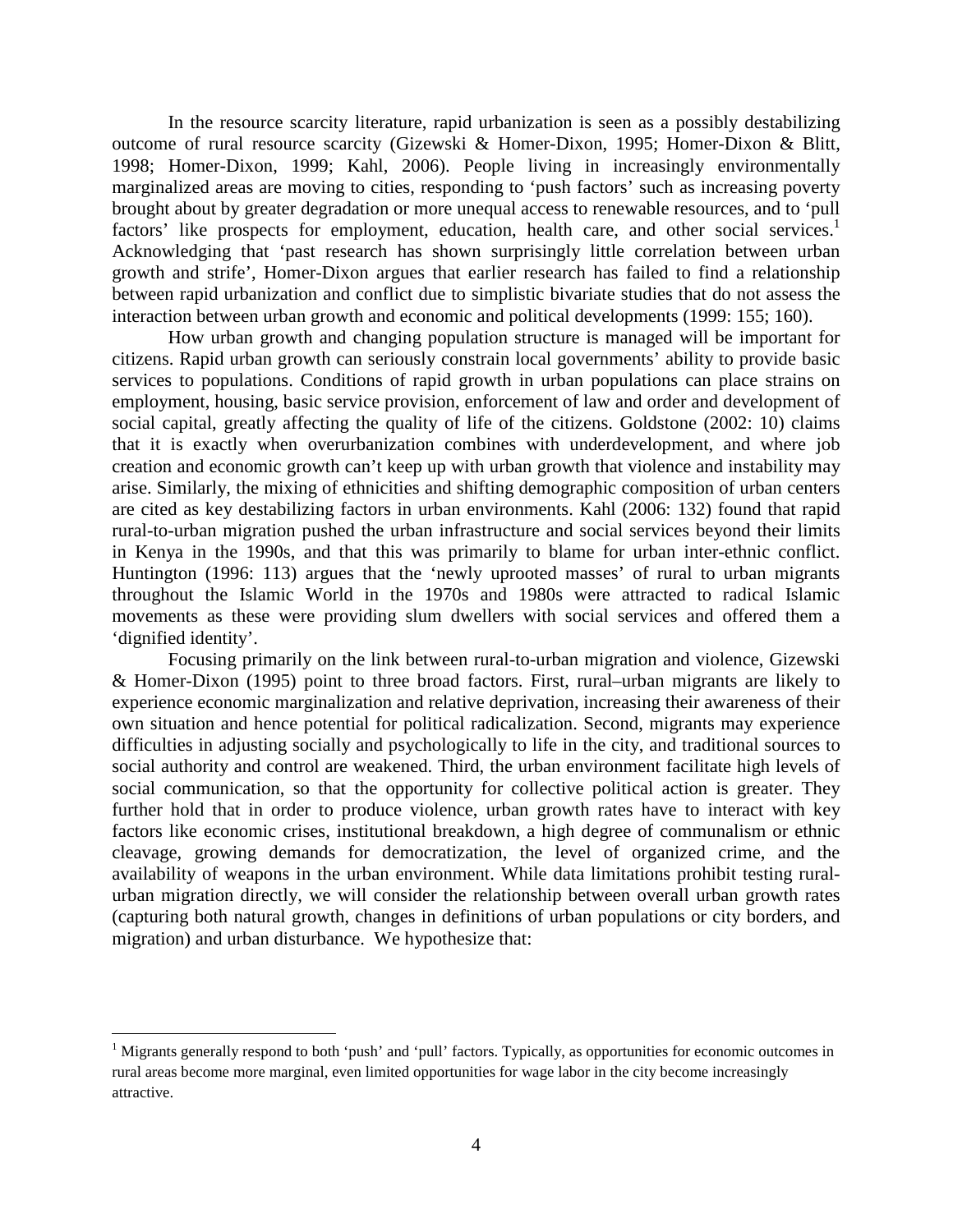In the resource scarcity literature, rapid urbanization is seen as a possibly destabilizing outcome of rural resource scarcity (Gizewski & Homer-Dixon, 1995; Homer-Dixon & Blitt, 1998; Homer-Dixon, 1999; Kahl, 2006). People living in increasingly environmentally marginalized areas are moving to cities, responding to 'push factors' such as increasing poverty brought about by greater degradation or more unequal access to renewable resources, and to 'pull factors' like prospects for employment, education, health care, and other social services.[1] Acknowledging that 'past research has shown surprisingly little correlation between urban growth and strife', Homer-Dixon argues that earlier research has failed to find a relationship between rapid urbanization and conflict due to simplistic bivariate studies that do not assess the interaction between urban growth and economic and political developments (1999: 155; 160).

How urban growth and changing population structure is managed will be important for citizens. Rapid urban growth can seriously constrain local governments' ability to provide basic services to populations. Conditions of rapid growth in urban populations can place strains on employment, housing, basic service provision, enforcement of law and order and development of social capital, greatly affecting the quality of life of the citizens. Goldstone (2002: 10) claims that it is exactly when overurbanization combines with underdevelopment, and where job creation and economic growth can't keep up with urban growth that violence and instability may arise. Similarly, the mixing of ethnicities and shifting demographic composition of urban centers are cited as key destabilizing factors in urban environments. Kahl (2006: 132) found that rapid rural-to-urban migration pushed the urban infrastructure and social services beyond their limits in Kenya in the 1990s, and that this was primarily to blame for urban inter-ethnic conflict. Huntington (1996: 113) argues that the 'newly uprooted masses' of rural to urban migrants throughout the Islamic World in the 1970s and 1980s were attracted to radical Islamic movements as these were providing slum dwellers with social services and offered them a 'dignified identity'.

Focusing primarily on the link between rural-to-urban migration and violence, Gizewski & Homer-Dixon (1995) point to three broad factors. First, rural–urban migrants are likely to experience economic marginalization and relative deprivation, increasing their awareness of their own situation and hence potential for political radicalization. Second, migrants may experience difficulties in adjusting socially and psychologically to life in the city, and traditional sources to social authority and control are weakened. Third, the urban environment facilitate high levels of social communication, so that the opportunity for collective political action is greater. They further hold that in order to produce violence, urban growth rates have to interact with key factors like economic crises, institutional breakdown, a high degree of communalism or ethnic cleavage, growing demands for democratization, the level of organized crime, and the availability of weapons in the urban environment. While data limitations prohibit testing rural-urban migration directly, we will consider the relationship between overall urban growth rates (capturing both natural growth, changes in definitions of urban populations or city borders, and migration) and urban disturbance. We hypothesize that:

---

[1] Migrants generally respond to both 'push' and 'pull' factors. Typically, as opportunities for economic outcomes in rural areas become more marginal, even limited opportunities for wage labor in the city become increasingly attractive.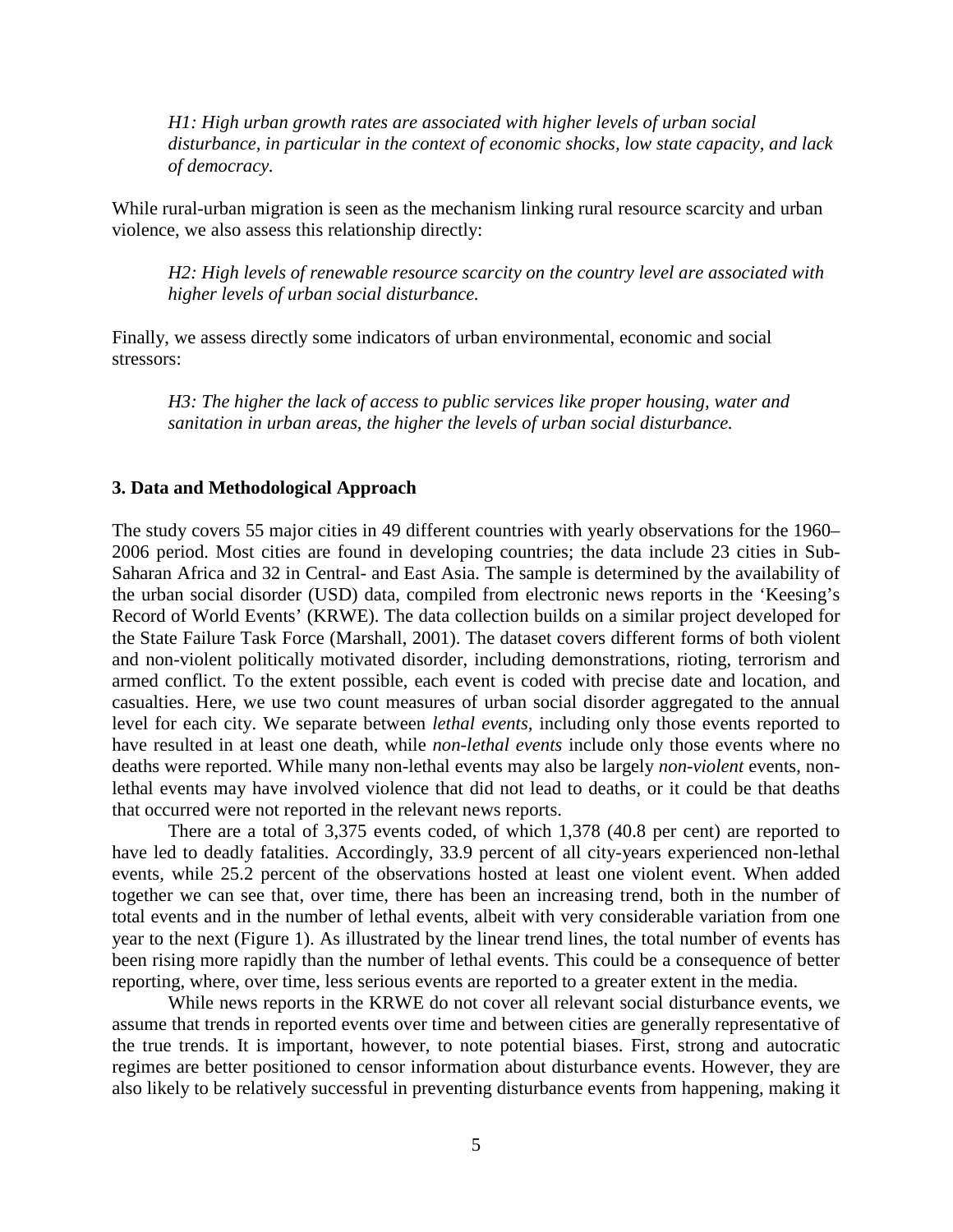*H1: High urban growth rates are associated with higher levels of urban social disturbance, in particular in the context of economic shocks, low state capacity, and lack of democracy.*

While rural-urban migration is seen as the mechanism linking rural resource scarcity and urban violence, we also assess this relationship directly:

*H2: High levels of renewable resource scarcity on the country level are associated with higher levels of urban social disturbance.*

Finally, we assess directly some indicators of urban environmental, economic and social stressors:

*H3: The higher the lack of access to public services like proper housing, water and sanitation in urban areas, the higher the levels of urban social disturbance.*

## 3. Data and Methodological Approach

The study covers 55 major cities in 49 different countries with yearly observations for the 1960–2006 period. Most cities are found in developing countries; the data include 23 cities in Sub-Saharan Africa and 32 in Central- and East Asia. The sample is determined by the availability of the urban social disorder (USD) data, compiled from electronic news reports in the 'Keesing's Record of World Events' (KRWE). The data collection builds on a similar project developed for the State Failure Task Force (Marshall, 2001). The dataset covers different forms of both violent and non-violent politically motivated disorder, including demonstrations, rioting, terrorism and armed conflict. To the extent possible, each event is coded with precise date and location, and casualties. Here, we use two count measures of urban social disorder aggregated to the annual level for each city. We separate between *lethal events,* including only those events reported to have resulted in at least one death, while *non-lethal events* include only those events where no deaths were reported. While many non-lethal events may also be largely *non-violent* events, non-lethal events may have involved violence that did not lead to deaths, or it could be that deaths that occurred were not reported in the relevant news reports.

There are a total of 3,375 events coded, of which 1,378 (40.8 per cent) are reported to have led to deadly fatalities. Accordingly, 33.9 percent of all city-years experienced non-lethal events, while 25.2 percent of the observations hosted at least one violent event. When added together we can see that, over time, there has been an increasing trend, both in the number of total events and in the number of lethal events, albeit with very considerable variation from one year to the next (Figure 1). As illustrated by the linear trend lines, the total number of events has been rising more rapidly than the number of lethal events. This could be a consequence of better reporting, where, over time, less serious events are reported to a greater extent in the media.

While news reports in the KRWE do not cover all relevant social disturbance events, we assume that trends in reported events over time and between cities are generally representative of the true trends. It is important, however, to note potential biases. First, strong and autocratic regimes are better positioned to censor information about disturbance events. However, they are also likely to be relatively successful in preventing disturbance events from happening, making it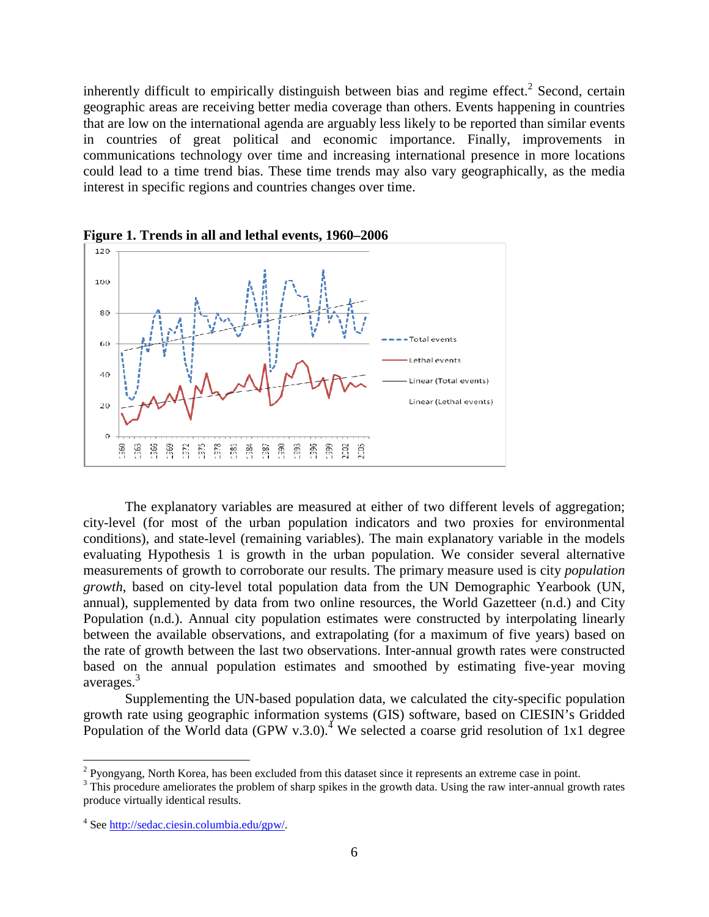inherently difficult to empirically distinguish between bias and regime effect.[2] Second, certain geographic areas are receiving better media coverage than others. Events happening in countries that are low on the international agenda are arguably less likely to be reported than similar events in countries of great political and economic importance. Finally, improvements in communications technology over time and increasing international presence in more locations could lead to a time trend bias. These time trends may also vary geographically, as the media interest in specific regions and countries changes over time.

**Figure 1. Trends in all and lethal events, 1960–2006**

The explanatory variables are measured at either of two different levels of aggregation; city-level (for most of the urban population indicators and two proxies for environmental conditions), and state-level (remaining variables). The main explanatory variable in the models evaluating Hypothesis 1 is growth in the urban population. We consider several alternative measurements of growth to corroborate our results. The primary measure used is city *population growth*, based on city-level total population data from the UN Demographic Yearbook (UN, annual), supplemented by data from two online resources, the World Gazetteer (n.d.) and City Population (n.d.). Annual city population estimates were constructed by interpolating linearly between the available observations, and extrapolating (for a maximum of five years) based on the rate of growth between the last two observations. Inter-annual growth rates were constructed based on the annual population estimates and smoothed by estimating five-year moving averages.[3]

Supplementing the UN-based population data, we calculated the city-specific population growth rate using geographic information systems (GIS) software, based on CIESIN's Gridded Population of the World data (GPW v.3.0).[4] We selected a coarse grid resolution of 1x1 degree

---

[2] Pyongyang, North Korea, has been excluded from this dataset since it represents an extreme case in point.

[3] This procedure ameliorates the problem of sharp spikes in the growth data. Using the raw inter-annual growth rates produce virtually identical results.

[4] See http://sedac.ciesin.columbia.edu/gpw/.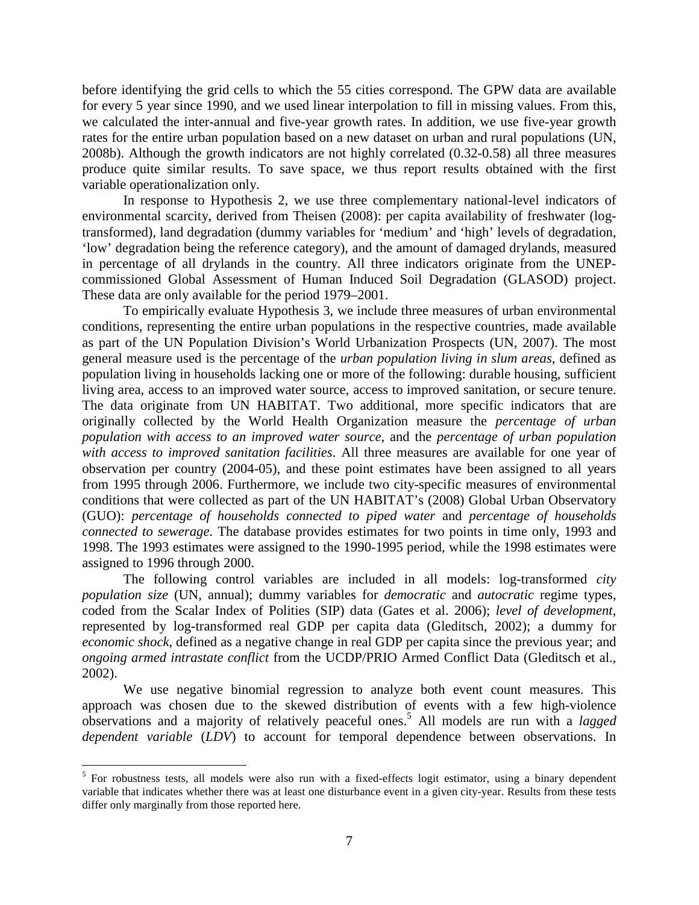before identifying the grid cells to which the 55 cities correspond. The GPW data are available for every 5 year since 1990, and we used linear interpolation to fill in missing values. From this, we calculated the inter-annual and five-year growth rates. In addition, we use five-year growth rates for the entire urban population based on a new dataset on urban and rural populations (UN, 2008b). Although the growth indicators are not highly correlated (0.32-0.58) all three measures produce quite similar results. To save space, we thus report results obtained with the first variable operationalization only.

In response to Hypothesis 2, we use three complementary national-level indicators of environmental scarcity, derived from Theisen (2008): per capita availability of freshwater (log-transformed), land degradation (dummy variables for 'medium' and 'high' levels of degradation, 'low' degradation being the reference category), and the amount of damaged drylands, measured in percentage of all drylands in the country. All three indicators originate from the UNEP-commissioned Global Assessment of Human Induced Soil Degradation (GLASOD) project. These data are only available for the period 1979–2001.

To empirically evaluate Hypothesis 3, we include three measures of urban environmental conditions, representing the entire urban populations in the respective countries, made available as part of the UN Population Division's World Urbanization Prospects (UN, 2007). The most general measure used is the percentage of the *urban population living in slum areas*, defined as population living in households lacking one or more of the following: durable housing, sufficient living area, access to an improved water source, access to improved sanitation, or secure tenure. The data originate from UN HABITAT. Two additional, more specific indicators that are originally collected by the World Health Organization measure the *percentage of urban population with access to an improved water source*, and the *percentage of urban population with access to improved sanitation facilities*. All three measures are available for one year of observation per country (2004-05), and these point estimates have been assigned to all years from 1995 through 2006. Furthermore, we include two city-specific measures of environmental conditions that were collected as part of the UN HABITAT's (2008) Global Urban Observatory (GUO): *percentage of households connected to piped water* and *percentage of households connected to sewerage*. The database provides estimates for two points in time only, 1993 and 1998. The 1993 estimates were assigned to the 1990-1995 period, while the 1998 estimates were assigned to 1996 through 2000.

The following control variables are included in all models: log-transformed *city population size* (UN, annual); dummy variables for *democratic* and *autocratic* regime types, coded from the Scalar Index of Polities (SIP) data (Gates et al. 2006); *level of development*, represented by log-transformed real GDP per capita data (Gleditsch, 2002); a dummy for *economic shock*, defined as a negative change in real GDP per capita since the previous year; and *ongoing armed intrastate conflict* from the UCDP/PRIO Armed Conflict Data (Gleditsch et al., 2002).

We use negative binomial regression to analyze both event count measures. This approach was chosen due to the skewed distribution of events with a few high-violence observations and a majority of relatively peaceful ones.[5] All models are run with a *lagged dependent variable* (*LDV*) to account for temporal dependence between observations. In

[5] For robustness tests, all models were also run with a fixed-effects logit estimator, using a binary dependent variable that indicates whether there was at least one disturbance event in a given city-year. Results from these tests differ only marginally from those reported here.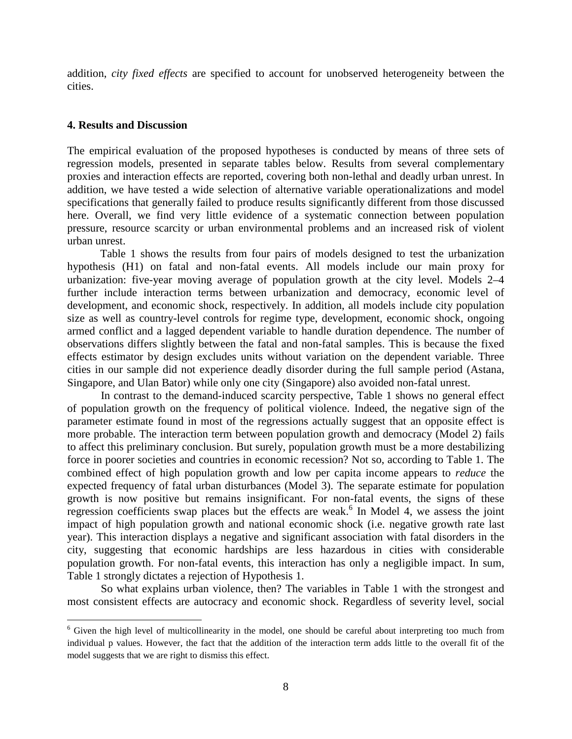addition, *city fixed effects* are specified to account for unobserved heterogeneity between the cities.

## 4. Results and Discussion

The empirical evaluation of the proposed hypotheses is conducted by means of three sets of regression models, presented in separate tables below. Results from several complementary proxies and interaction effects are reported, covering both non-lethal and deadly urban unrest. In addition, we have tested a wide selection of alternative variable operationalizations and model specifications that generally failed to produce results significantly different from those discussed here. Overall, we find very little evidence of a systematic connection between population pressure, resource scarcity or urban environmental problems and an increased risk of violent urban unrest.

Table 1 shows the results from four pairs of models designed to test the urbanization hypothesis (H1) on fatal and non-fatal events. All models include our main proxy for urbanization: five-year moving average of population growth at the city level. Models 2–4 further include interaction terms between urbanization and democracy, economic level of development, and economic shock, respectively. In addition, all models include city population size as well as country-level controls for regime type, development, economic shock, ongoing armed conflict and a lagged dependent variable to handle duration dependence. The number of observations differs slightly between the fatal and non-fatal samples. This is because the fixed effects estimator by design excludes units without variation on the dependent variable. Three cities in our sample did not experience deadly disorder during the full sample period (Astana, Singapore, and Ulan Bator) while only one city (Singapore) also avoided non-fatal unrest.

In contrast to the demand-induced scarcity perspective, Table 1 shows no general effect of population growth on the frequency of political violence. Indeed, the negative sign of the parameter estimate found in most of the regressions actually suggest that an opposite effect is more probable. The interaction term between population growth and democracy (Model 2) fails to affect this preliminary conclusion. But surely, population growth must be a more destabilizing force in poorer societies and countries in economic recession? Not so, according to Table 1. The combined effect of high population growth and low per capita income appears to *reduce* the expected frequency of fatal urban disturbances (Model 3). The separate estimate for population growth is now positive but remains insignificant. For non-fatal events, the signs of these regression coefficients swap places but the effects are weak.[6] In Model 4, we assess the joint impact of high population growth and national economic shock (i.e. negative growth rate last year). This interaction displays a negative and significant association with fatal disorders in the city, suggesting that economic hardships are less hazardous in cities with considerable population growth. For non-fatal events, this interaction has only a negligible impact. In sum, Table 1 strongly dictates a rejection of Hypothesis 1.

So what explains urban violence, then? The variables in Table 1 with the strongest and most consistent effects are autocracy and economic shock. Regardless of severity level, social

[6] Given the high level of multicollinearity in the model, one should be careful about interpreting too much from individual p values. However, the fact that the addition of the interaction term adds little to the overall fit of the model suggests that we are right to dismiss this effect.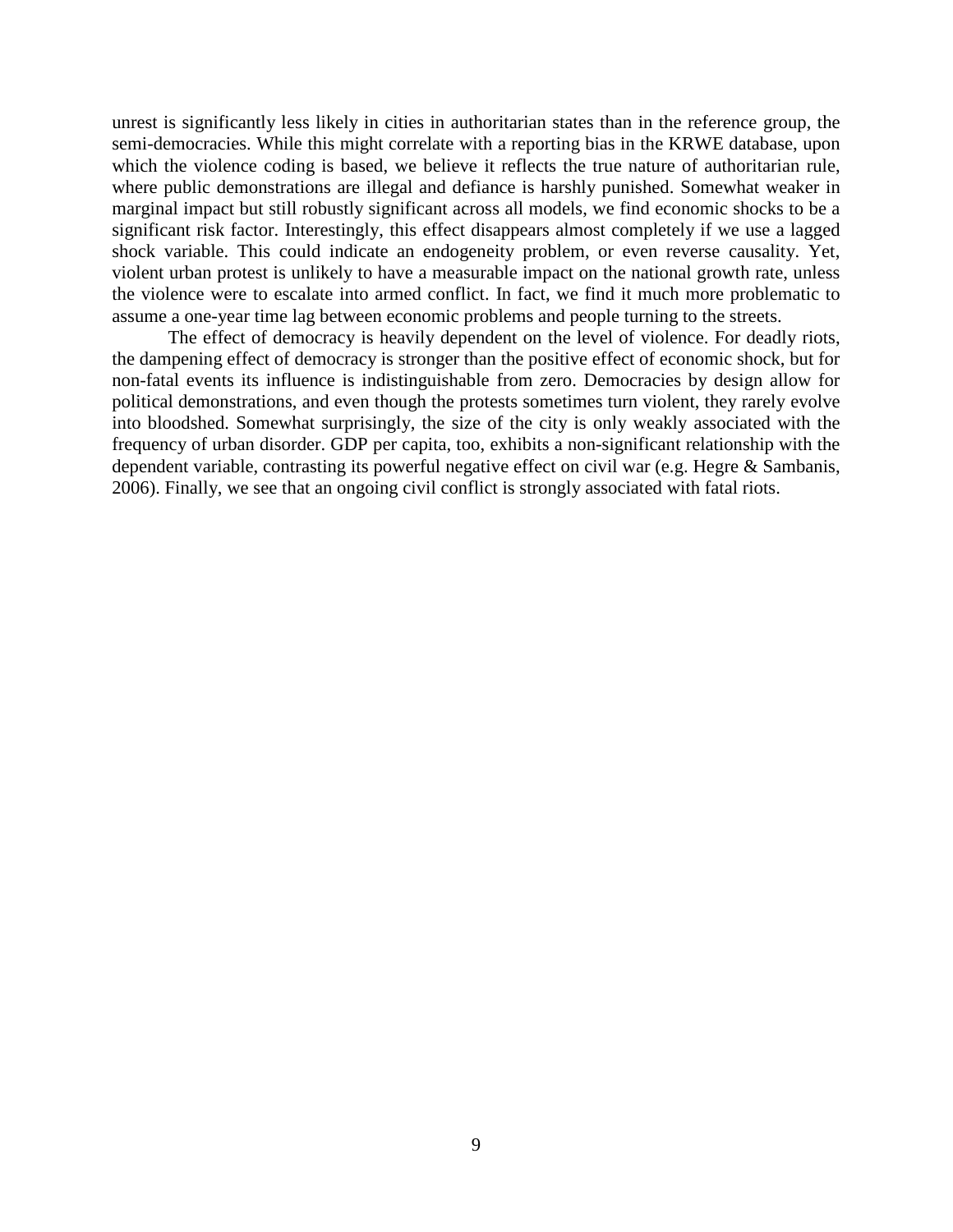unrest is significantly less likely in cities in authoritarian states than in the reference group, the semi-democracies. While this might correlate with a reporting bias in the KRWE database, upon which the violence coding is based, we believe it reflects the true nature of authoritarian rule, where public demonstrations are illegal and defiance is harshly punished. Somewhat weaker in marginal impact but still robustly significant across all models, we find economic shocks to be a significant risk factor. Interestingly, this effect disappears almost completely if we use a lagged shock variable. This could indicate an endogeneity problem, or even reverse causality. Yet, violent urban protest is unlikely to have a measurable impact on the national growth rate, unless the violence were to escalate into armed conflict. In fact, we find it much more problematic to assume a one-year time lag between economic problems and people turning to the streets.

The effect of democracy is heavily dependent on the level of violence. For deadly riots, the dampening effect of democracy is stronger than the positive effect of economic shock, but for non-fatal events its influence is indistinguishable from zero. Democracies by design allow for political demonstrations, and even though the protests sometimes turn violent, they rarely evolve into bloodshed. Somewhat surprisingly, the size of the city is only weakly associated with the frequency of urban disorder. GDP per capita, too, exhibits a non-significant relationship with the dependent variable, contrasting its powerful negative effect on civil war (e.g. Hegre & Sambanis, 2006). Finally, we see that an ongoing civil conflict is strongly associated with fatal riots.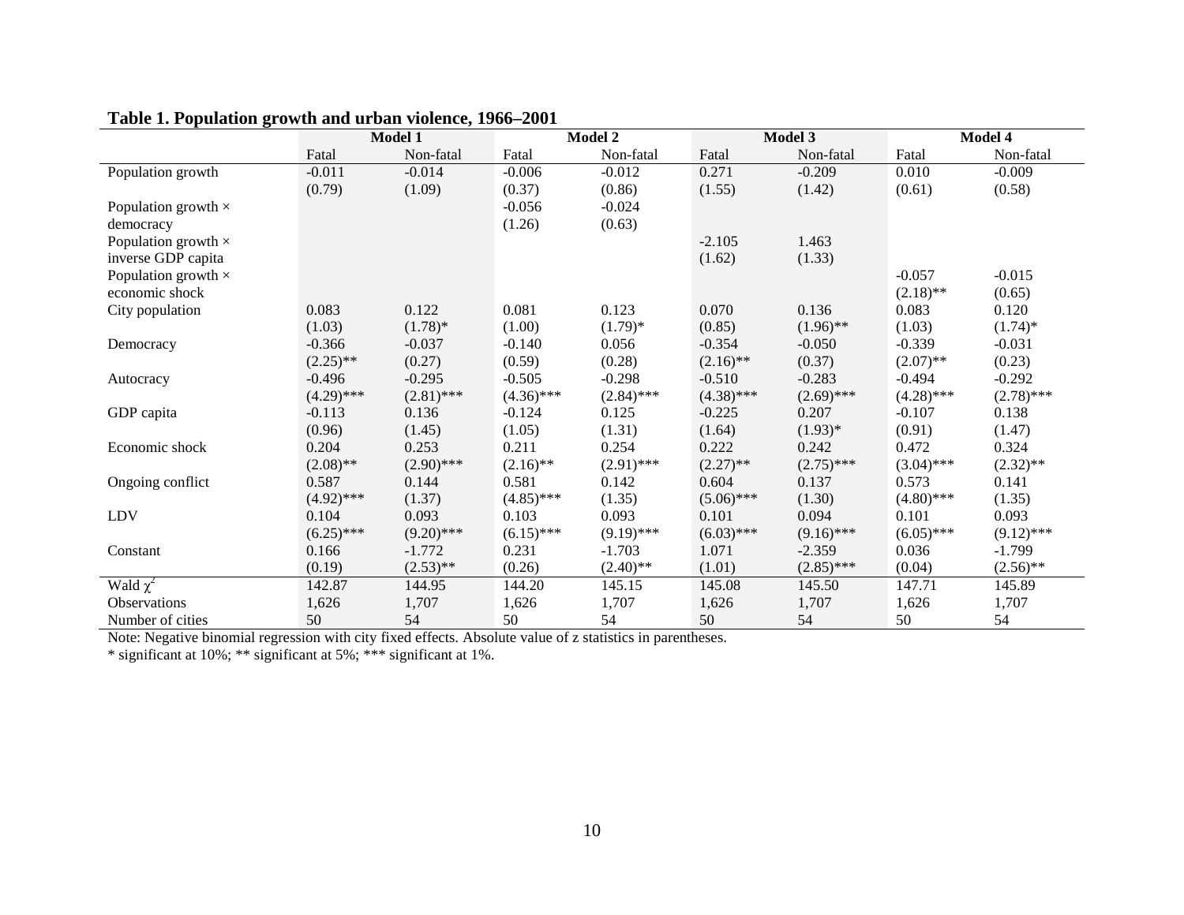**Table 1. Population growth and urban violence, 1966–2001**

| | Model 1 | | Model 2 | | Model 3 | | Model 4 | |
|---|---|---|---|---|---|---|---|---|
| | Fatal | Non-fatal | Fatal | Non-fatal | Fatal | Non-fatal | Fatal | Non-fatal |
| Population growth | -0.011 | -0.014 | -0.006 | -0.012 | 0.271 | -0.209 | 0.010 | -0.009 |
| | (0.79) | (1.09) | (0.37) | (0.86) | (1.55) | (1.42) | (0.61) | (0.58) |
| Population growth × democracy | | | -0.056 | -0.024 | | | | |
| | | | (1.26) | (0.63) | | | | |
| Population growth × inverse GDP capita | | | | | -2.105 | 1.463 | | |
| | | | | | (1.62) | (1.33) | | |
| Population growth × economic shock | | | | | | | -0.057 | -0.015 |
| | | | | | | | (2.18)** | (0.65) |
| City population | 0.083 | 0.122 | 0.081 | 0.123 | 0.070 | 0.136 | 0.083 | 0.120 |
| | (1.03) | (1.78)* | (1.00) | (1.79)* | (0.85) | (1.96)** | (1.03) | (1.74)* |
| Democracy | -0.366 | -0.037 | -0.140 | 0.056 | -0.354 | -0.050 | -0.339 | -0.031 |
| | (2.25)** | (0.27) | (0.59) | (0.28) | (2.16)** | (0.37) | (2.07)** | (0.23) |
| Autocracy | -0.496 | -0.295 | -0.505 | -0.298 | -0.510 | -0.283 | -0.494 | -0.292 |
| | (4.29)*** | (2.81)*** | (4.36)*** | (2.84)*** | (4.38)*** | (2.69)*** | (4.28)*** | (2.78)*** |
| GDP capita | -0.113 | 0.136 | -0.124 | 0.125 | -0.225 | 0.207 | -0.107 | 0.138 |
| | (0.96) | (1.45) | (1.05) | (1.31) | (1.64) | (1.93)* | (0.91) | (1.47) |
| Economic shock | 0.204 | 0.253 | 0.211 | 0.254 | 0.222 | 0.242 | 0.472 | 0.324 |
| | (2.08)** | (2.90)*** | (2.16)** | (2.91)*** | (2.27)** | (2.75)*** | (3.04)*** | (2.32)** |
| Ongoing conflict | 0.587 | 0.144 | 0.581 | 0.142 | 0.604 | 0.137 | 0.573 | 0.141 |
| | (4.92)*** | (1.37) | (4.85)*** | (1.35) | (5.06)*** | (1.30) | (4.80)*** | (1.35) |
| LDV | 0.104 | 0.093 | 0.103 | 0.093 | 0.101 | 0.094 | 0.101 | 0.093 |
| | (6.25)*** | (9.20)*** | (6.15)*** | (9.19)*** | (6.03)*** | (9.16)*** | (6.05)*** | (9.12)*** |
| Constant | 0.166 | -1.772 | 0.231 | -1.703 | 1.071 | -2.359 | 0.036 | -1.799 |
| | (0.19) | (2.53)** | (0.26) | (2.40)** | (1.01) | (2.85)*** | (0.04) | (2.56)** |
| Wald $\chi^2$ | 142.87 | 144.95 | 144.20 | 145.15 | 145.08 | 145.50 | 147.71 | 145.89 |
| Observations | 1,626 | 1,707 | 1,626 | 1,707 | 1,626 | 1,707 | 1,626 | 1,707 |
| Number of cities | 50 | 54 | 50 | 54 | 50 | 54 | 50 | 54 |

Note: Negative binomial regression with city fixed effects. Absolute value of z statistics in parentheses.
* significant at 10%; ** significant at 5%; *** significant at 1%.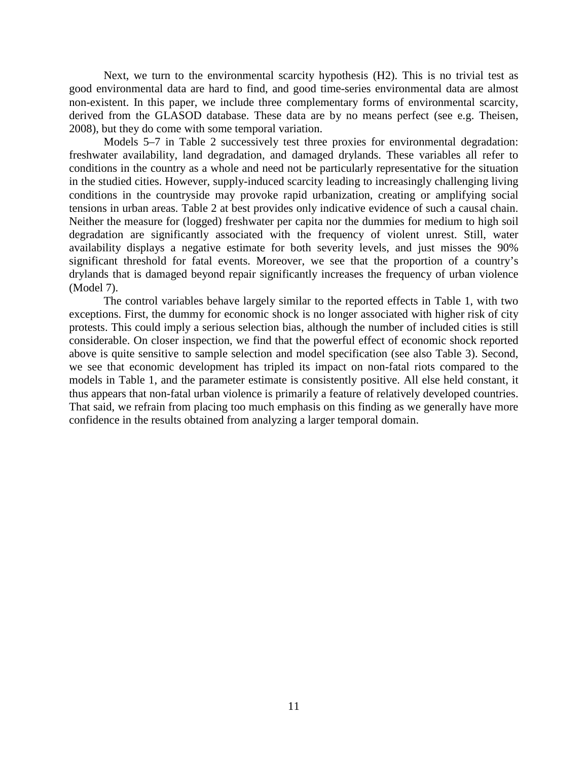Next, we turn to the environmental scarcity hypothesis (H2). This is no trivial test as good environmental data are hard to find, and good time-series environmental data are almost non-existent. In this paper, we include three complementary forms of environmental scarcity, derived from the GLASOD database. These data are by no means perfect (see e.g. Theisen, 2008), but they do come with some temporal variation.

Models 5–7 in Table 2 successively test three proxies for environmental degradation: freshwater availability, land degradation, and damaged drylands. These variables all refer to conditions in the country as a whole and need not be particularly representative for the situation in the studied cities. However, supply-induced scarcity leading to increasingly challenging living conditions in the countryside may provoke rapid urbanization, creating or amplifying social tensions in urban areas. Table 2 at best provides only indicative evidence of such a causal chain. Neither the measure for (logged) freshwater per capita nor the dummies for medium to high soil degradation are significantly associated with the frequency of violent unrest. Still, water availability displays a negative estimate for both severity levels, and just misses the 90% significant threshold for fatal events. Moreover, we see that the proportion of a country's drylands that is damaged beyond repair significantly increases the frequency of urban violence (Model 7).

The control variables behave largely similar to the reported effects in Table 1, with two exceptions. First, the dummy for economic shock is no longer associated with higher risk of city protests. This could imply a serious selection bias, although the number of included cities is still considerable. On closer inspection, we find that the powerful effect of economic shock reported above is quite sensitive to sample selection and model specification (see also Table 3). Second, we see that economic development has tripled its impact on non-fatal riots compared to the models in Table 1, and the parameter estimate is consistently positive. All else held constant, it thus appears that non-fatal urban violence is primarily a feature of relatively developed countries. That said, we refrain from placing too much emphasis on this finding as we generally have more confidence in the results obtained from analyzing a larger temporal domain.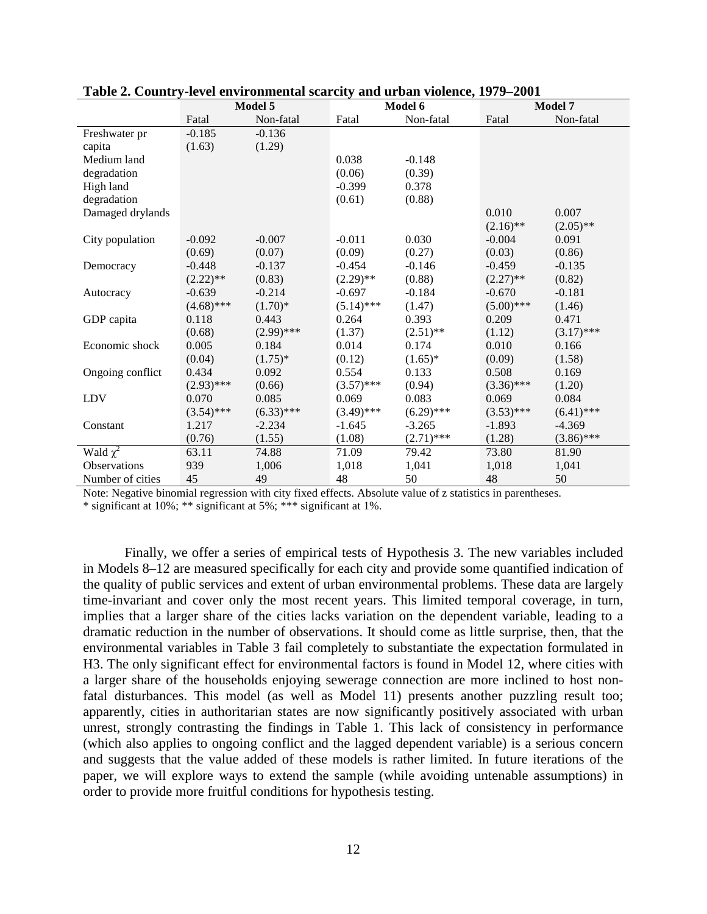**Table 2. Country-level environmental scarcity and urban violence, 1979–2001**

| | Model 5 | | Model 6 | | Model 7 | |
|---|---|---|---|---|---|---|
| | Fatal | Non-fatal | Fatal | Non-fatal | Fatal | Non-fatal |
| Freshwater pr capita | -0.185 | -0.136 | | | | |
| | (1.63) | (1.29) | | | | |
| Medium land degradation | | | 0.038 | -0.148 | | |
| | | | (0.06) | (0.39) | | |
| High land degradation | | | -0.399 | 0.378 | | |
| | | | (0.61) | (0.88) | | |
| Damaged drylands | | | | | 0.010 | 0.007 |
| | | | | | (2.16)** | (2.05)** |
| City population | -0.092 | -0.007 | -0.011 | 0.030 | -0.004 | 0.091 |
| | (0.69) | (0.07) | (0.09) | (0.27) | (0.03) | (0.86) |
| Democracy | -0.448 | -0.137 | -0.454 | -0.146 | -0.459 | -0.135 |
| | (2.22)** | (0.83) | (2.29)** | (0.88) | (2.27)** | (0.82) |
| Autocracy | -0.639 | -0.214 | -0.697 | -0.184 | -0.670 | -0.181 |
| | (4.68)*** | (1.70)* | (5.14)*** | (1.47) | (5.00)*** | (1.46) |
| GDP capita | 0.118 | 0.443 | 0.264 | 0.393 | 0.209 | 0.471 |
| | (0.68) | (2.99)*** | (1.37) | (2.51)** | (1.12) | (3.17)*** |
| Economic shock | 0.005 | 0.184 | 0.014 | 0.174 | 0.010 | 0.166 |
| | (0.04) | (1.75)* | (0.12) | (1.65)* | (0.09) | (1.58) |
| Ongoing conflict | 0.434 | 0.092 | 0.554 | 0.133 | 0.508 | 0.169 |
| | (2.93)*** | (0.66) | (3.57)*** | (0.94) | (3.36)*** | (1.20) |
| LDV | 0.070 | 0.085 | 0.069 | 0.083 | 0.069 | 0.084 |
| | (3.54)*** | (6.33)*** | (3.49)*** | (6.29)*** | (3.53)*** | (6.41)*** |
| Constant | 1.217 | -2.234 | -1.645 | -3.265 | -1.893 | -4.369 |
| | (0.76) | (1.55) | (1.08) | (2.71)*** | (1.28) | (3.86)*** |
| Wald $\chi^2$ | 63.11 | 74.88 | 71.09 | 79.42 | 73.80 | 81.90 |
| Observations | 939 | 1,006 | 1,018 | 1,041 | 1,018 | 1,041 |
| Number of cities | 45 | 49 | 48 | 50 | 48 | 50 |

Note: Negative binomial regression with city fixed effects. Absolute value of z statistics in parentheses.
* significant at 10%; ** significant at 5%; *** significant at 1%.

Finally, we offer a series of empirical tests of Hypothesis 3. The new variables included in Models 8–12 are measured specifically for each city and provide some quantified indication of the quality of public services and extent of urban environmental problems. These data are largely time-invariant and cover only the most recent years. This limited temporal coverage, in turn, implies that a larger share of the cities lacks variation on the dependent variable, leading to a dramatic reduction in the number of observations. It should come as little surprise, then, that the environmental variables in Table 3 fail completely to substantiate the expectation formulated in H3. The only significant effect for environmental factors is found in Model 12, where cities with a larger share of the households enjoying sewerage connection are more inclined to host non-fatal disturbances. This model (as well as Model 11) presents another puzzling result too; apparently, cities in authoritarian states are now significantly positively associated with urban unrest, strongly contrasting the findings in Table 1. This lack of consistency in performance (which also applies to ongoing conflict and the lagged dependent variable) is a serious concern and suggests that the value added of these models is rather limited. In future iterations of the paper, we will explore ways to extend the sample (while avoiding untenable assumptions) in order to provide more fruitful conditions for hypothesis testing.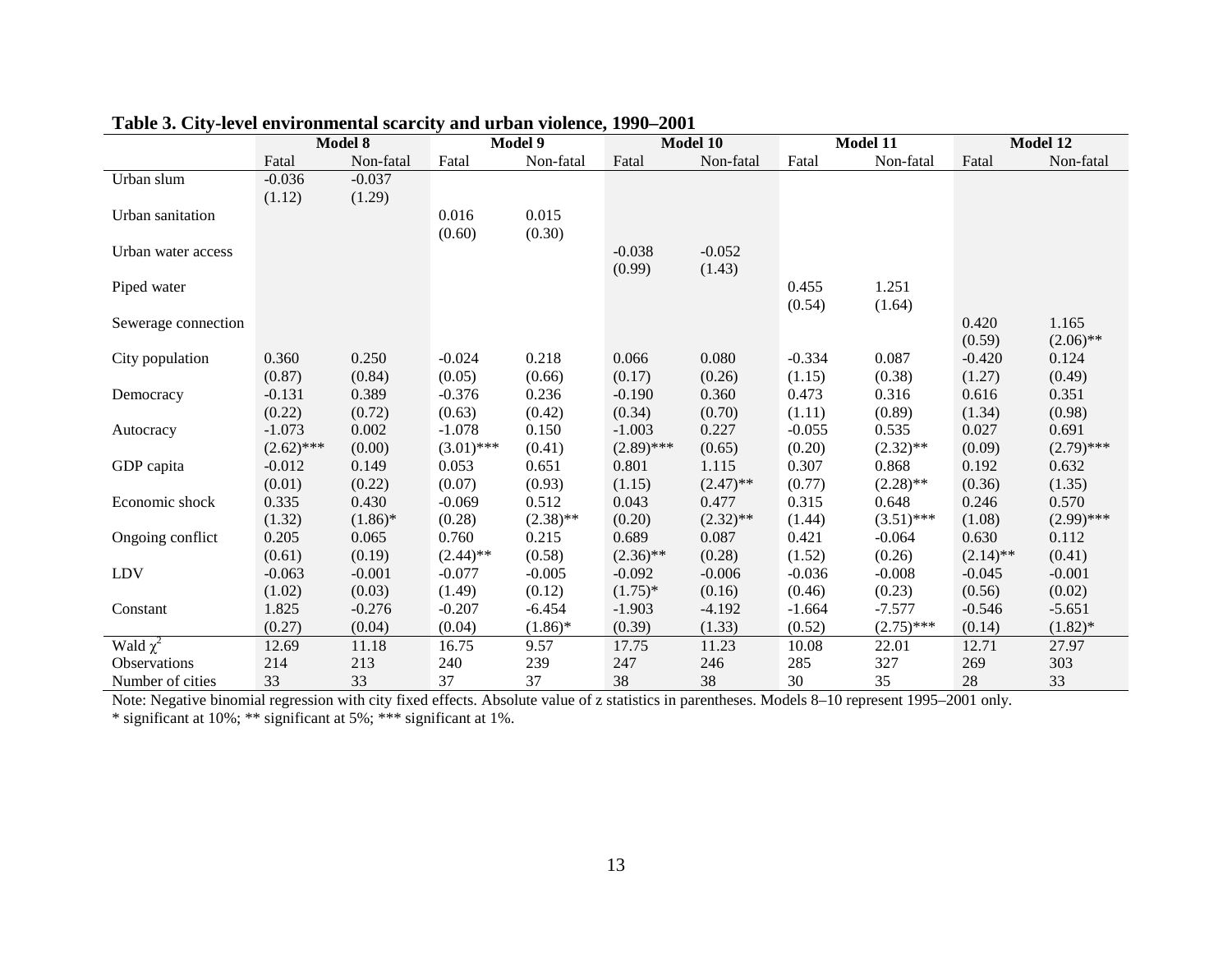**Table 3. City-level environmental scarcity and urban violence, 1990–2001**

| | Model 8 | | Model 9 | | Model 10 | | Model 11 | | Model 12 | |
|---|---|---|---|---|---|---|---|---|---|---|
| | Fatal | Non-fatal | Fatal | Non-fatal | Fatal | Non-fatal | Fatal | Non-fatal | Fatal | Non-fatal |
| Urban slum | -0.036 | -0.037 | | | | | | | | |
| | (1.12) | (1.29) | | | | | | | | |
| Urban sanitation | | | 0.016 | 0.015 | | | | | | |
| | | | (0.60) | (0.30) | | | | | | |
| Urban water access | | | | | -0.038 | -0.052 | | | | |
| | | | | | (0.99) | (1.43) | | | | |
| Piped water | | | | | | | 0.455 | 1.251 | | |
| | | | | | | | (0.54) | (1.64) | | |
| Sewerage connection | | | | | | | | | 0.420 | 1.165 |
| | | | | | | | | | (0.59) | (2.06)** |
| City population | 0.360 | 0.250 | -0.024 | 0.218 | 0.066 | 0.080 | -0.334 | 0.087 | -0.420 | 0.124 |
| | (0.87) | (0.84) | (0.05) | (0.66) | (0.17) | (0.26) | (1.15) | (0.38) | (1.27) | (0.49) |
| Democracy | -0.131 | 0.389 | -0.376 | 0.236 | -0.190 | 0.360 | 0.473 | 0.316 | 0.616 | 0.351 |
| | (0.22) | (0.72) | (0.63) | (0.42) | (0.34) | (0.70) | (1.11) | (0.89) | (1.34) | (0.98) |
| Autocracy | -1.073 | 0.002 | -1.078 | 0.150 | -1.003 | 0.227 | -0.055 | 0.535 | 0.027 | 0.691 |
| | (2.62)*** | (0.00) | (3.01)*** | (0.41) | (2.89)*** | (0.65) | (0.20) | (2.32)** | (0.09) | (2.79)*** |
| GDP capita | -0.012 | 0.149 | 0.053 | 0.651 | 0.801 | 1.115 | 0.307 | 0.868 | 0.192 | 0.632 |
| | (0.01) | (0.22) | (0.07) | (0.93) | (1.15) | (2.47)** | (0.77) | (2.28)** | (0.36) | (1.35) |
| Economic shock | 0.335 | 0.430 | -0.069 | 0.512 | 0.043 | 0.477 | 0.315 | 0.648 | 0.246 | 0.570 |
| | (1.32) | (1.86)* | (0.28) | (2.38)** | (0.20) | (2.32)** | (1.44) | (3.51)*** | (1.08) | (2.99)*** |
| Ongoing conflict | 0.205 | 0.065 | 0.760 | 0.215 | 0.689 | 0.087 | 0.421 | -0.064 | 0.630 | 0.112 |
| | (0.61) | (0.19) | (2.44)** | (0.58) | (2.36)** | (0.28) | (1.52) | (0.26) | (2.14)** | (0.41) |
| LDV | -0.063 | -0.001 | -0.077 | -0.005 | -0.092 | -0.006 | -0.036 | -0.008 | -0.045 | -0.001 |
| | (1.02) | (0.03) | (1.49) | (0.12) | (1.75)* | (0.16) | (0.46) | (0.23) | (0.56) | (0.02) |
| Constant | 1.825 | -0.276 | -0.207 | -6.454 | -1.903 | -4.192 | -1.664 | -7.577 | -0.546 | -5.651 |
| | (0.27) | (0.04) | (0.04) | (1.86)* | (0.39) | (1.33) | (0.52) | (2.75)*** | (0.14) | (1.82)* |
| Wald $\chi^2$ | 12.69 | 11.18 | 16.75 | 9.57 | 17.75 | 11.23 | 10.08 | 22.01 | 12.71 | 27.97 |
| Observations | 214 | 213 | 240 | 239 | 247 | 246 | 285 | 327 | 269 | 303 |
| Number of cities | 33 | 33 | 37 | 37 | 38 | 38 | 30 | 35 | 28 | 33 |

Note: Negative binomial regression with city fixed effects. Absolute value of z statistics in parentheses. Models 8–10 represent 1995–2001 only.
* significant at 10%; ** significant at 5%; *** significant at 1%.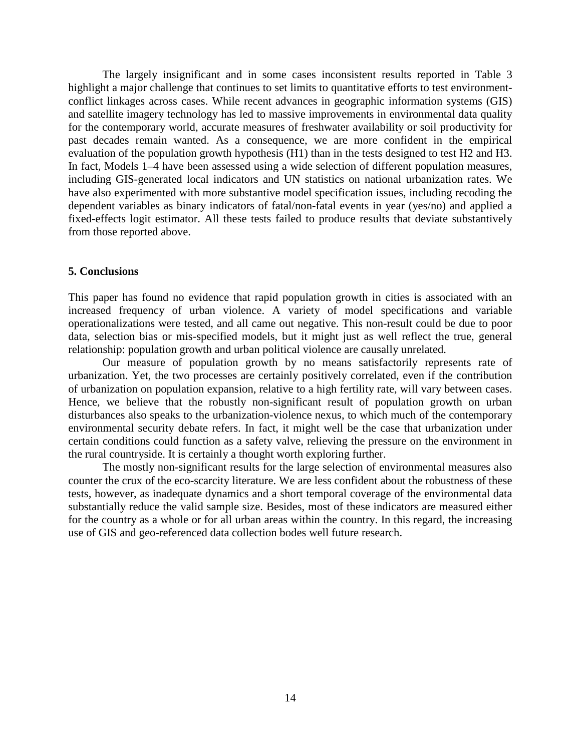The largely insignificant and in some cases inconsistent results reported in Table 3 highlight a major challenge that continues to set limits to quantitative efforts to test environment-conflict linkages across cases. While recent advances in geographic information systems (GIS) and satellite imagery technology has led to massive improvements in environmental data quality for the contemporary world, accurate measures of freshwater availability or soil productivity for past decades remain wanted. As a consequence, we are more confident in the empirical evaluation of the population growth hypothesis (H1) than in the tests designed to test H2 and H3. In fact, Models 1–4 have been assessed using a wide selection of different population measures, including GIS-generated local indicators and UN statistics on national urbanization rates. We have also experimented with more substantive model specification issues, including recoding the dependent variables as binary indicators of fatal/non-fatal events in year (yes/no) and applied a fixed-effects logit estimator. All these tests failed to produce results that deviate substantively from those reported above.

## 5. Conclusions

This paper has found no evidence that rapid population growth in cities is associated with an increased frequency of urban violence. A variety of model specifications and variable operationalizations were tested, and all came out negative. This non-result could be due to poor data, selection bias or mis-specified models, but it might just as well reflect the true, general relationship: population growth and urban political violence are causally unrelated.

Our measure of population growth by no means satisfactorily represents rate of urbanization. Yet, the two processes are certainly positively correlated, even if the contribution of urbanization on population expansion, relative to a high fertility rate, will vary between cases. Hence, we believe that the robustly non-significant result of population growth on urban disturbances also speaks to the urbanization-violence nexus, to which much of the contemporary environmental security debate refers. In fact, it might well be the case that urbanization under certain conditions could function as a safety valve, relieving the pressure on the environment in the rural countryside. It is certainly a thought worth exploring further.

The mostly non-significant results for the large selection of environmental measures also counter the crux of the eco-scarcity literature. We are less confident about the robustness of these tests, however, as inadequate dynamics and a short temporal coverage of the environmental data substantially reduce the valid sample size. Besides, most of these indicators are measured either for the country as a whole or for all urban areas within the country. In this regard, the increasing use of GIS and geo-referenced data collection bodes well future research.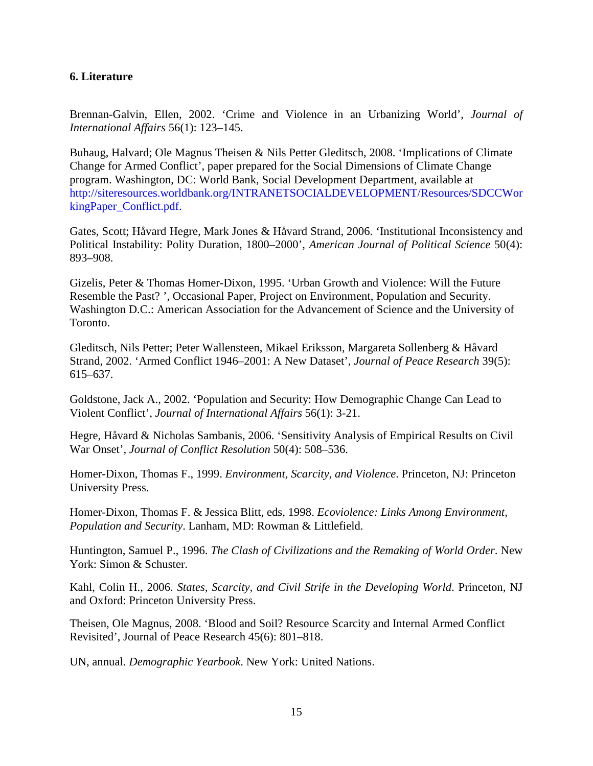**6. Literature**

Brennan-Galvin, Ellen, 2002. 'Crime and Violence in an Urbanizing World', *Journal of International Affairs* 56(1): 123–145.

Buhaug, Halvard; Ole Magnus Theisen & Nils Petter Gleditsch, 2008. 'Implications of Climate Change for Armed Conflict', paper prepared for the Social Dimensions of Climate Change program. Washington, DC: World Bank, Social Development Department, available at http://siteresources.worldbank.org/INTRANETSOCIALDEVELOPMENT/Resources/SDCCWorkingPaper_Conflict.pdf.

Gates, Scott; Håvard Hegre, Mark Jones & Håvard Strand, 2006. 'Institutional Inconsistency and Political Instability: Polity Duration, 1800–2000', *American Journal of Political Science* 50(4): 893–908.

Gizelis, Peter & Thomas Homer-Dixon, 1995. 'Urban Growth and Violence: Will the Future Resemble the Past? ', Occasional Paper, Project on Environment, Population and Security. Washington D.C.: American Association for the Advancement of Science and the University of Toronto.

Gleditsch, Nils Petter; Peter Wallensteen, Mikael Eriksson, Margareta Sollenberg & Håvard Strand, 2002. 'Armed Conflict 1946–2001: A New Dataset', *Journal of Peace Research* 39(5): 615–637.

Goldstone, Jack A., 2002. 'Population and Security: How Demographic Change Can Lead to Violent Conflict', *Journal of International Affairs* 56(1): 3-21.

Hegre, Håvard & Nicholas Sambanis, 2006. 'Sensitivity Analysis of Empirical Results on Civil War Onset', *Journal of Conflict Resolution* 50(4): 508–536.

Homer-Dixon, Thomas F., 1999. *Environment, Scarcity, and Violence*. Princeton, NJ: Princeton University Press.

Homer-Dixon, Thomas F. & Jessica Blitt, eds, 1998. *Ecoviolence: Links Among Environment, Population and Security*. Lanham, MD: Rowman & Littlefield.

Huntington, Samuel P., 1996. *The Clash of Civilizations and the Remaking of World Order*. New York: Simon & Schuster.

Kahl, Colin H., 2006. *States, Scarcity, and Civil Strife in the Developing World*. Princeton, NJ and Oxford: Princeton University Press.

Theisen, Ole Magnus, 2008. 'Blood and Soil? Resource Scarcity and Internal Armed Conflict Revisited', Journal of Peace Research 45(6): 801–818.

UN, annual. *Demographic Yearbook*. New York: United Nations.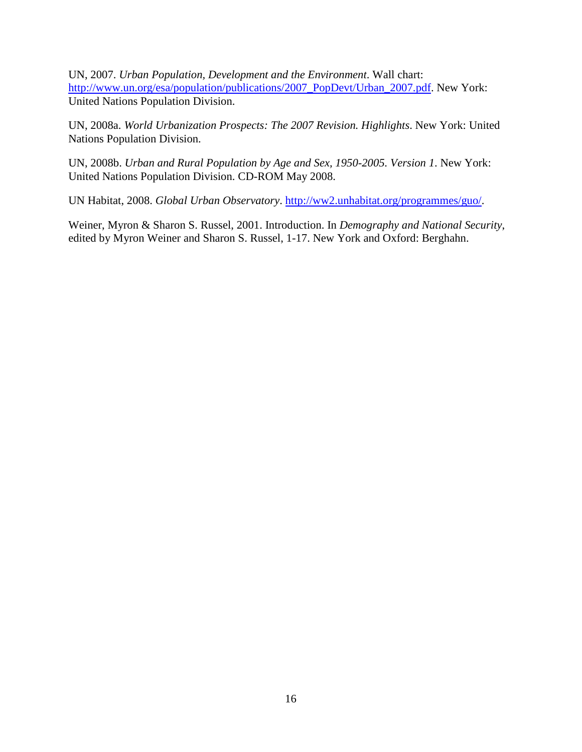UN, 2007. *Urban Population, Development and the Environment*. Wall chart: http://www.un.org/esa/population/publications/2007_PopDevt/Urban_2007.pdf. New York: United Nations Population Division.

UN, 2008a. *World Urbanization Prospects: The 2007 Revision. Highlights*. New York: United Nations Population Division.

UN, 2008b. *Urban and Rural Population by Age and Sex, 1950-2005. Version 1*. New York: United Nations Population Division. CD-ROM May 2008.

UN Habitat, 2008. *Global Urban Observatory*. http://ww2.unhabitat.org/programmes/guo/.

Weiner, Myron & Sharon S. Russel, 2001. Introduction. In *Demography and National Security*, edited by Myron Weiner and Sharon S. Russel, 1-17. New York and Oxford: Berghahn.